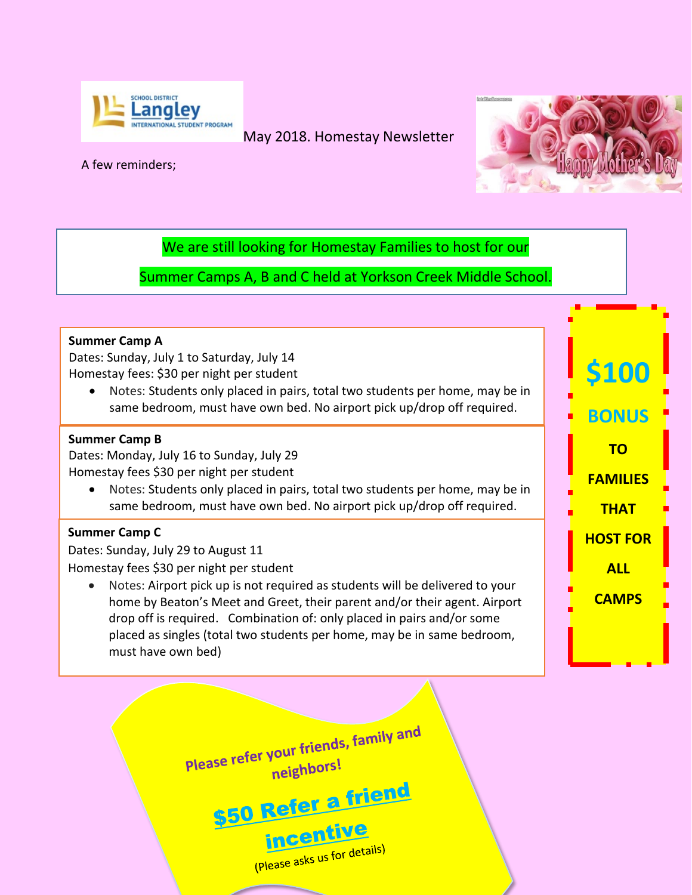SCHOOL DISTRICT Langley INTERNATIONAL STUDENT PROGRAM

May 2018. Homestay Newsletter

Happy Mother's Day

A few reminders;

We are still looking for Homestay Families to host for our Summer Camps A, B and C held at Yorkson Creek Middle School.

**Summer Camp A**

Dates: Sunday, July 1 to Saturday, July 14

Homestay fees: $30 per night per student

- Notes: Students only placed in pairs, total two students per home, may be in same bedroom, must have own bed. No airport pick up/drop off required.

**Summer Camp B**

Dates: Monday, July 16 to Sunday, July 29

Homestay fees $30 per night per student

- Notes: Students only placed in pairs, total two students per home, may be in same bedroom, must have own bed. No airport pick up/drop off required.

**Summer Camp C**

Dates: Sunday, July 29 to August 11

Homestay fees $30 per night per student

- Notes: Airport pick up is not required as students will be delivered to your home by Beaton's Meet and Greet, their parent and/or their agent. Airport drop off is required. Combination of: only placed in pairs and/or some placed as singles (total two students per home, may be in same bedroom, must have own bed)

**$100 BONUS TO FAMILIES THAT HOST FOR ALL CAMPS**

**Please refer your friends, family and neighbors!**

**$50 Refer a friend incentive**

(Please asks us for details)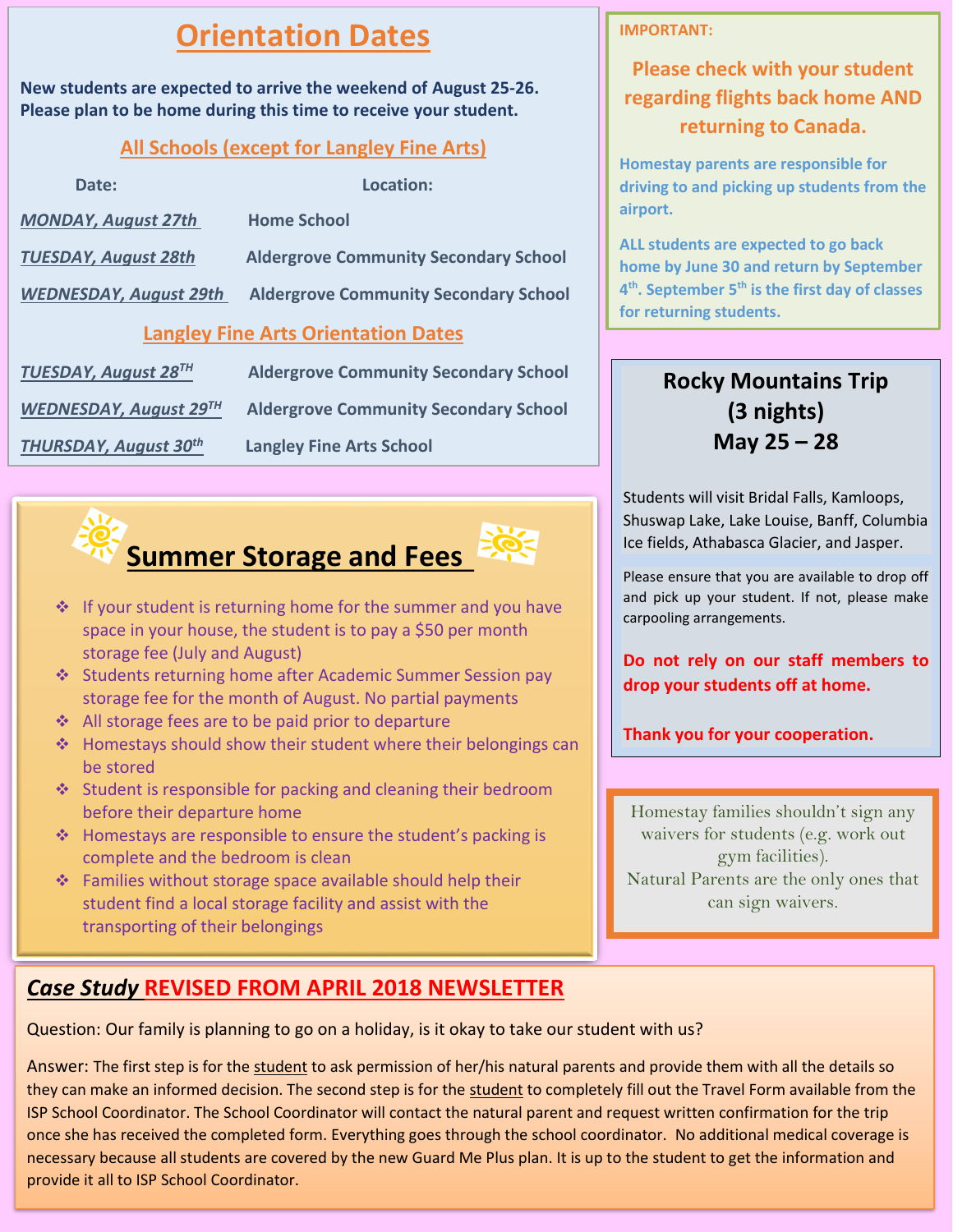## Orientation Dates

**New students are expected to arrive the weekend of August 25-26. Please plan to be home during this time to receive your student.**

### All Schools (except for Langley Fine Arts)

| Date: | Location: |
|---|---|
| ***MONDAY, August 27th*** | Home School |
| ***TUESDAY, August 28th*** | Aldergrove Community Secondary School |
| ***WEDNESDAY, August 29th*** | Aldergrove Community Secondary School |

### Langley Fine Arts Orientation Dates

| | |
|---|---|
| ***TUESDAY, August 28TH*** | Aldergrove Community Secondary School |
| ***WEDNESDAY, August 29TH*** | Aldergrove Community Secondary School |
| ***THURSDAY, August 30th*** | Langley Fine Arts School |

**IMPORTANT:**

**Please check with your student regarding flights back home AND returning to Canada.**

**Homestay parents are responsible for driving to and picking up students from the airport.**

**ALL students are expected to go back home by June 30 and return by September 4th. September 5th is the first day of classes for returning students.**

## Rocky Mountains Trip (3 nights) May 25 – 28

Students will visit Bridal Falls, Kamloops, Shuswap Lake, Lake Louise, Banff, Columbia Ice fields, Athabasca Glacier, and Jasper.

Please ensure that you are available to drop off and pick up your student. If not, please make carpooling arrangements.

**Do not rely on our staff members to drop your students off at home.**

**Thank you for your cooperation.**

## Summer Storage and Fees

- If your student is returning home for the summer and you have space in your house, the student is to pay a $50 per month storage fee (July and August)
- Students returning home after Academic Summer Session pay storage fee for the month of August. No partial payments
- All storage fees are to be paid prior to departure
- Homestays should show their student where their belongings can be stored
- Student is responsible for packing and cleaning their bedroom before their departure home
- Homestays are responsible to ensure the student's packing is complete and the bedroom is clean
- Families without storage space available should help their student find a local storage facility and assist with the transporting of their belongings

Homestay families shouldn't sign any waivers for students (e.g. work out gym facilities).
Natural Parents are the only ones that can sign waivers.

## *Case Study* REVISED FROM APRIL 2018 NEWSLETTER

Question: Our family is planning to go on a holiday, is it okay to take our student with us?

Answer: The first step is for the student to ask permission of her/his natural parents and provide them with all the details so they can make an informed decision. The second step is for the student to completely fill out the Travel Form available from the ISP School Coordinator. The School Coordinator will contact the natural parent and request written confirmation for the trip once she has received the completed form. Everything goes through the school coordinator. No additional medical coverage is necessary because all students are covered by the new Guard Me Plus plan. It is up to the student to get the information and provide it all to ISP School Coordinator.